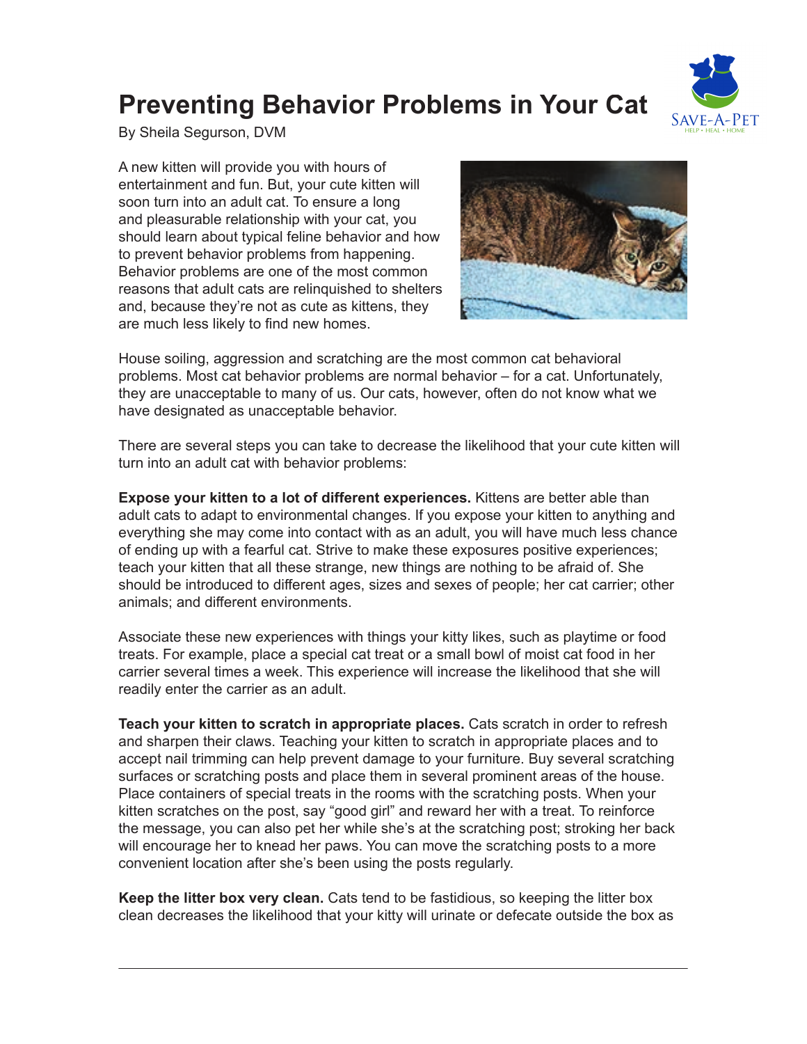# Preventing Behavior Problems in Your Cat

By Sheila Segurson, DVM

A new kitten will provide you with hours of entertainment and fun. But, your cute kitten will soon turn into an adult cat. To ensure a long and pleasurable relationship with your cat, you should learn about typical feline behavior and how to prevent behavior problems from happening. Behavior problems are one of the most common reasons that adult cats are relinquished to shelters and, because they're not as cute as kittens, they are much less likely to find new homes.

House soiling, aggression and scratching are the most common cat behavioral problems. Most cat behavior problems are normal behavior – for a cat. Unfortunately, they are unacceptable to many of us. Our cats, however, often do not know what we have designated as unacceptable behavior.

There are several steps you can take to decrease the likelihood that your cute kitten will turn into an adult cat with behavior problems:

**Expose your kitten to a lot of different experiences.** Kittens are better able than adult cats to adapt to environmental changes. If you expose your kitten to anything and everything she may come into contact with as an adult, you will have much less chance of ending up with a fearful cat. Strive to make these exposures positive experiences; teach your kitten that all these strange, new things are nothing to be afraid of. She should be introduced to different ages, sizes and sexes of people; her cat carrier; other animals; and different environments.

Associate these new experiences with things your kitty likes, such as playtime or food treats. For example, place a special cat treat or a small bowl of moist cat food in her carrier several times a week. This experience will increase the likelihood that she will readily enter the carrier as an adult.

**Teach your kitten to scratch in appropriate places.** Cats scratch in order to refresh and sharpen their claws. Teaching your kitten to scratch in appropriate places and to accept nail trimming can help prevent damage to your furniture. Buy several scratching surfaces or scratching posts and place them in several prominent areas of the house. Place containers of special treats in the rooms with the scratching posts. When your kitten scratches on the post, say "good girl" and reward her with a treat. To reinforce the message, you can also pet her while she's at the scratching post; stroking her back will encourage her to knead her paws. You can move the scratching posts to a more convenient location after she's been using the posts regularly.

**Keep the litter box very clean.** Cats tend to be fastidious, so keeping the litter box clean decreases the likelihood that your kitty will urinate or defecate outside the box as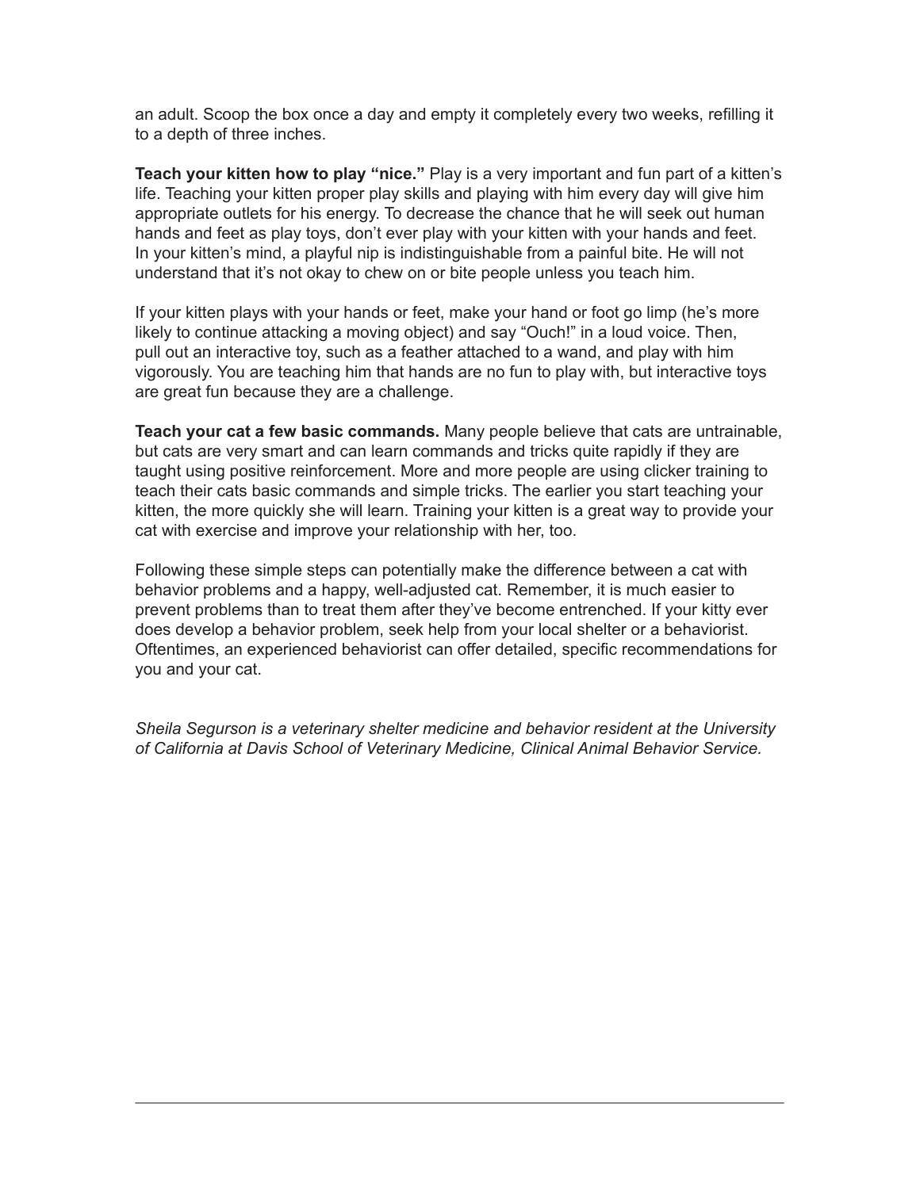an adult. Scoop the box once a day and empty it completely every two weeks, refilling it to a depth of three inches.

**Teach your kitten how to play "nice."** Play is a very important and fun part of a kitten's life. Teaching your kitten proper play skills and playing with him every day will give him appropriate outlets for his energy. To decrease the chance that he will seek out human hands and feet as play toys, don't ever play with your kitten with your hands and feet. In your kitten's mind, a playful nip is indistinguishable from a painful bite. He will not understand that it's not okay to chew on or bite people unless you teach him.

If your kitten plays with your hands or feet, make your hand or foot go limp (he's more likely to continue attacking a moving object) and say "Ouch!" in a loud voice. Then, pull out an interactive toy, such as a feather attached to a wand, and play with him vigorously. You are teaching him that hands are no fun to play with, but interactive toys are great fun because they are a challenge.

**Teach your cat a few basic commands.** Many people believe that cats are untrainable, but cats are very smart and can learn commands and tricks quite rapidly if they are taught using positive reinforcement. More and more people are using clicker training to teach their cats basic commands and simple tricks. The earlier you start teaching your kitten, the more quickly she will learn. Training your kitten is a great way to provide your cat with exercise and improve your relationship with her, too.

Following these simple steps can potentially make the difference between a cat with behavior problems and a happy, well-adjusted cat. Remember, it is much easier to prevent problems than to treat them after they've become entrenched. If your kitty ever does develop a behavior problem, seek help from your local shelter or a behaviorist. Oftentimes, an experienced behaviorist can offer detailed, specific recommendations for you and your cat.

*Sheila Segurson is a veterinary shelter medicine and behavior resident at the University of California at Davis School of Veterinary Medicine, Clinical Animal Behavior Service.*